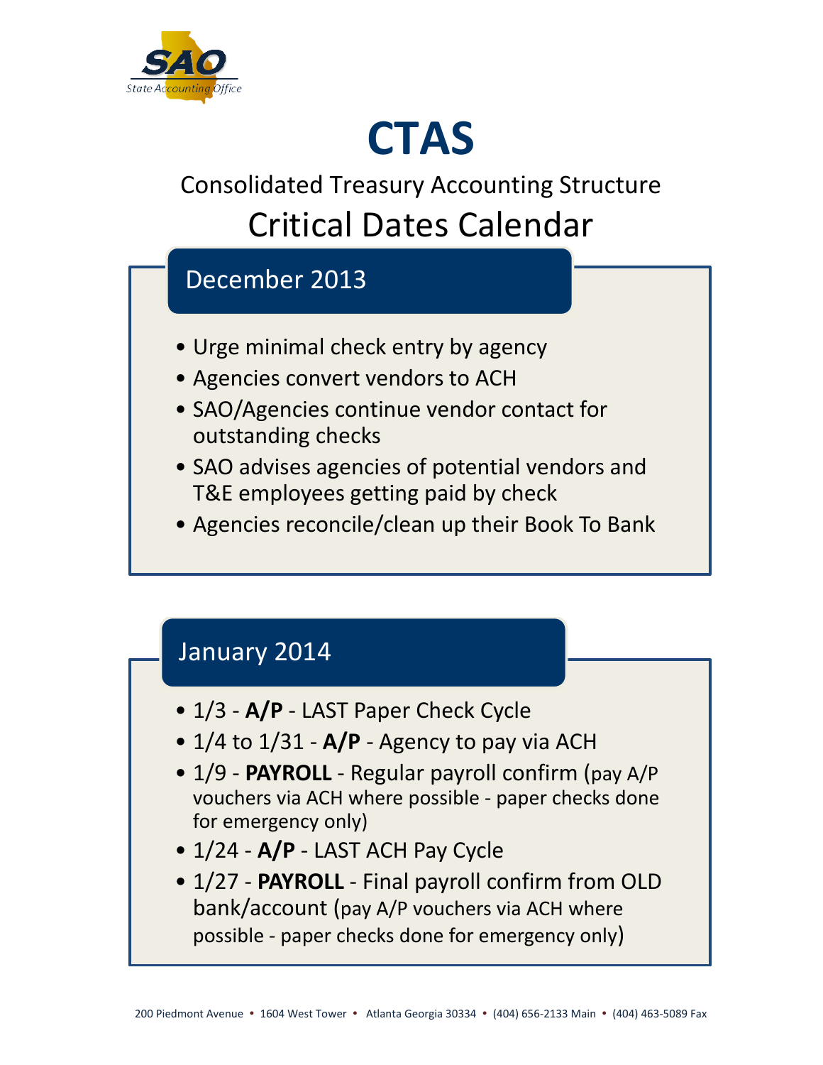SAO
State Accounting Office

# CTAS

## Consolidated Treasury Accounting Structure

## Critical Dates Calendar

### December 2013

- Urge minimal check entry by agency
- Agencies convert vendors to ACH
- SAO/Agencies continue vendor contact for outstanding checks
- SAO advises agencies of potential vendors and T&E employees getting paid by check
- Agencies reconcile/clean up their Book To Bank

### January 2014

- 1/3 - **A/P** - LAST Paper Check Cycle
- 1/4 to 1/31 - **A/P** - Agency to pay via ACH
- 1/9 - **PAYROLL** - Regular payroll confirm (pay A/P vouchers via ACH where possible - paper checks done for emergency only)
- 1/24 - **A/P** - LAST ACH Pay Cycle
- 1/27 - **PAYROLL** - Final payroll confirm from OLD bank/account (pay A/P vouchers via ACH where possible - paper checks done for emergency only)

200 Piedmont Avenue • 1604 West Tower • Atlanta Georgia 30334 • (404) 656-2133 Main • (404) 463-5089 Fax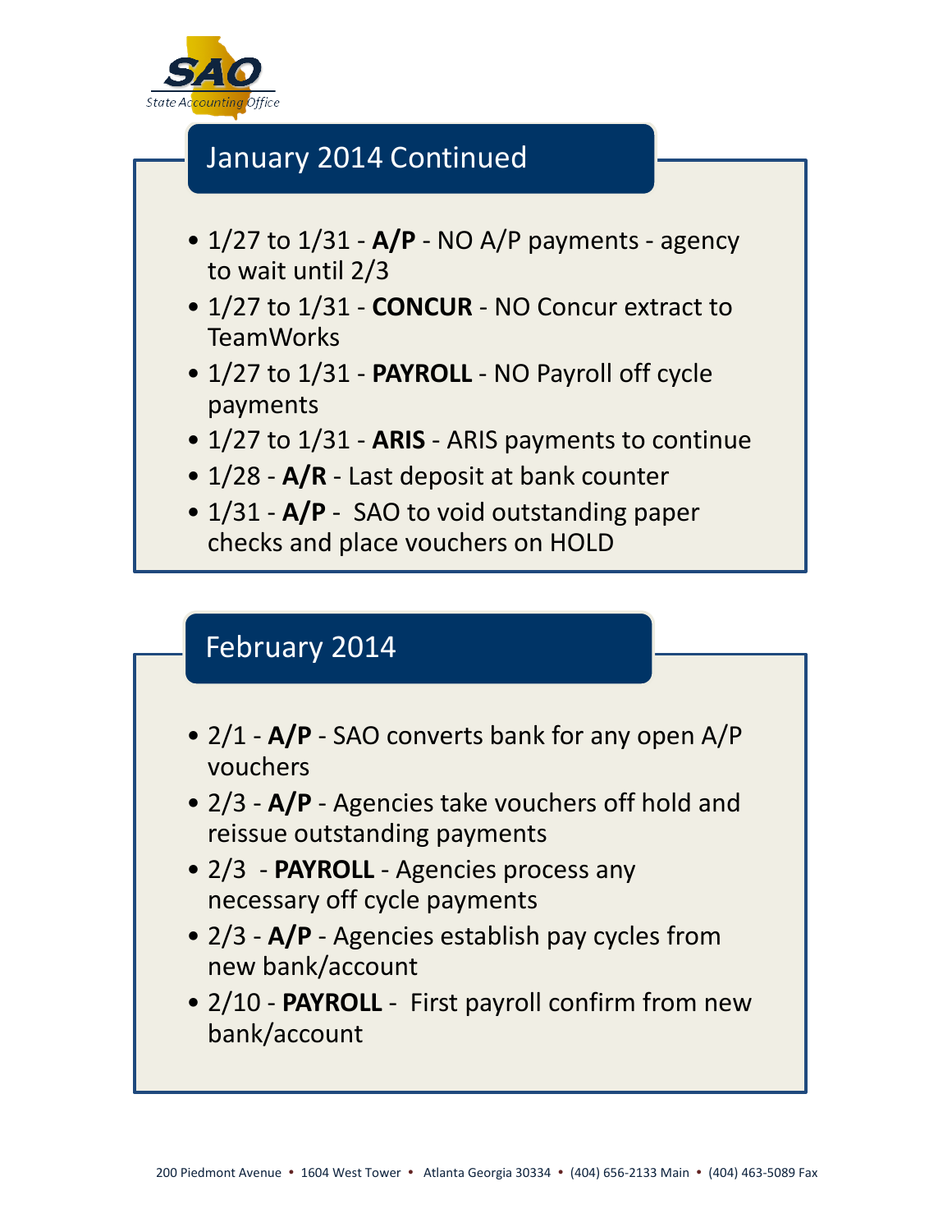## January 2014 Continued

- 1/27 to 1/31 - **A/P** - NO A/P payments - agency to wait until 2/3
- 1/27 to 1/31 - **CONCUR** - NO Concur extract to TeamWorks
- 1/27 to 1/31 - **PAYROLL** - NO Payroll off cycle payments
- 1/27 to 1/31 - **ARIS** - ARIS payments to continue
- 1/28 - **A/R** - Last deposit at bank counter
- 1/31 - **A/P** - SAO to void outstanding paper checks and place vouchers on HOLD

## February 2014

- 2/1 - **A/P** - SAO converts bank for any open A/P vouchers
- 2/3 - **A/P** - Agencies take vouchers off hold and reissue outstanding payments
- 2/3 - **PAYROLL** - Agencies process any necessary off cycle payments
- 2/3 - **A/P** - Agencies establish pay cycles from new bank/account
- 2/10 - **PAYROLL** - First payroll confirm from new bank/account

200 Piedmont Avenue • 1604 West Tower • Atlanta Georgia 30334 • (404) 656-2133 Main • (404) 463-5089 Fax